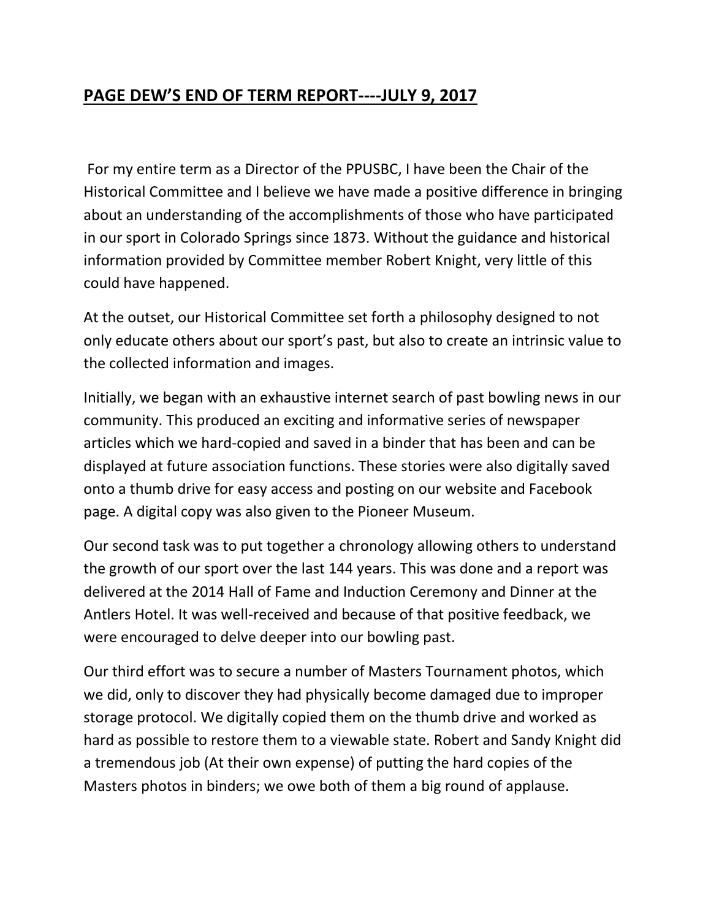# **PAGE DEW'S END OF TERM REPORT----JULY 9, 2017**

For my entire term as a Director of the PPUSBC, I have been the Chair of the Historical Committee and I believe we have made a positive difference in bringing about an understanding of the accomplishments of those who have participated in our sport in Colorado Springs since 1873. Without the guidance and historical information provided by Committee member Robert Knight, very little of this could have happened.

At the outset, our Historical Committee set forth a philosophy designed to not only educate others about our sport's past, but also to create an intrinsic value to the collected information and images.

Initially, we began with an exhaustive internet search of past bowling news in our community. This produced an exciting and informative series of newspaper articles which we hard-copied and saved in a binder that has been and can be displayed at future association functions. These stories were also digitally saved onto a thumb drive for easy access and posting on our website and Facebook page. A digital copy was also given to the Pioneer Museum.

Our second task was to put together a chronology allowing others to understand the growth of our sport over the last 144 years. This was done and a report was delivered at the 2014 Hall of Fame and Induction Ceremony and Dinner at the Antlers Hotel. It was well-received and because of that positive feedback, we were encouraged to delve deeper into our bowling past.

Our third effort was to secure a number of Masters Tournament photos, which we did, only to discover they had physically become damaged due to improper storage protocol. We digitally copied them on the thumb drive and worked as hard as possible to restore them to a viewable state. Robert and Sandy Knight did a tremendous job (At their own expense) of putting the hard copies of the Masters photos in binders; we owe both of them a big round of applause.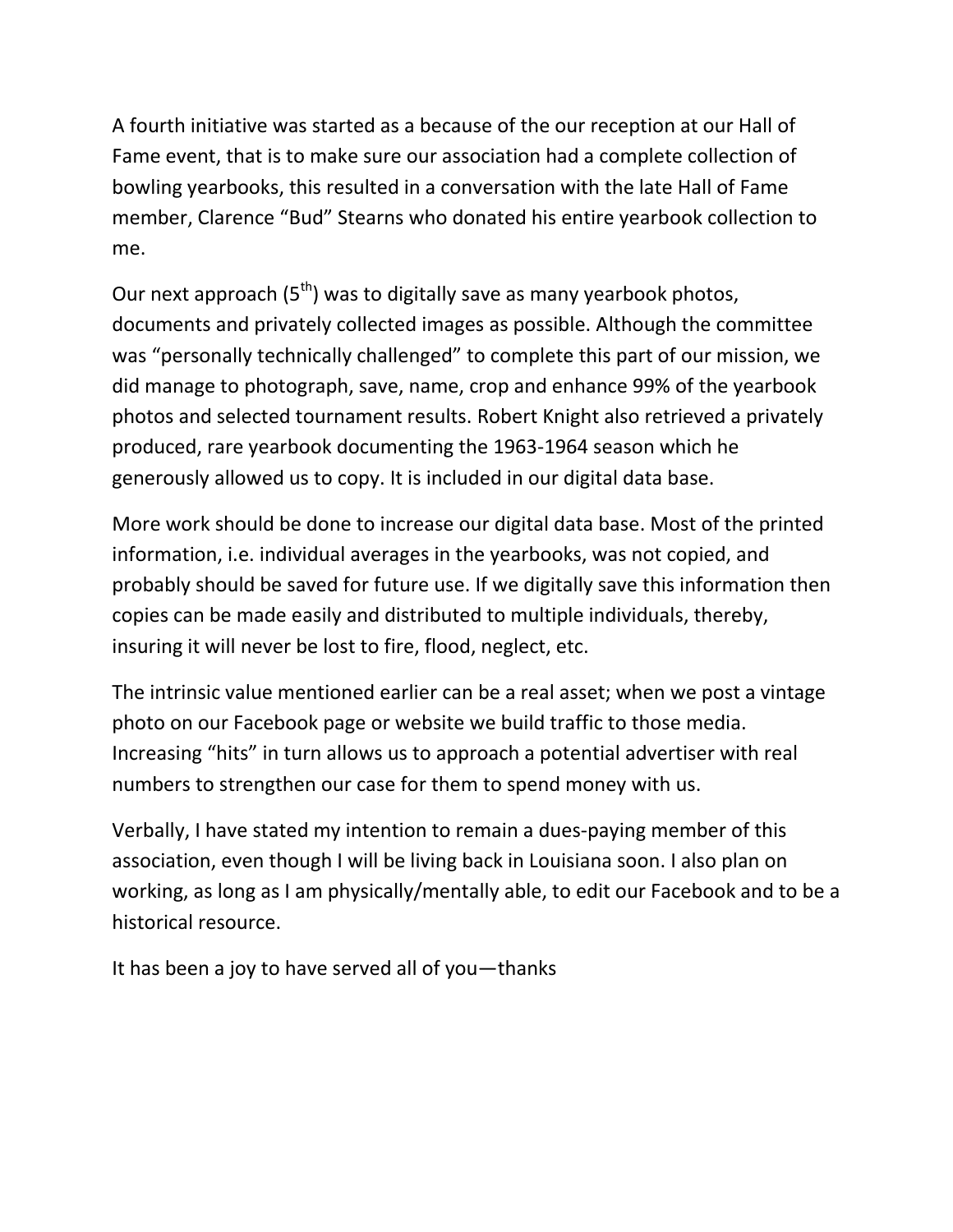A fourth initiative was started as a because of the our reception at our Hall of Fame event, that is to make sure our association had a complete collection of bowling yearbooks, this resulted in a conversation with the late Hall of Fame member, Clarence “Bud” Stearns who donated his entire yearbook collection to me.

Our next approach (5$^{th}$) was to digitally save as many yearbook photos, documents and privately collected images as possible. Although the committee was “personally technically challenged” to complete this part of our mission, we did manage to photograph, save, name, crop and enhance 99% of the yearbook photos and selected tournament results. Robert Knight also retrieved a privately produced, rare yearbook documenting the 1963-1964 season which he generously allowed us to copy. It is included in our digital data base.

More work should be done to increase our digital data base. Most of the printed information, i.e. individual averages in the yearbooks, was not copied, and probably should be saved for future use. If we digitally save this information then copies can be made easily and distributed to multiple individuals, thereby, insuring it will never be lost to fire, flood, neglect, etc.

The intrinsic value mentioned earlier can be a real asset; when we post a vintage photo on our Facebook page or website we build traffic to those media. Increasing “hits” in turn allows us to approach a potential advertiser with real numbers to strengthen our case for them to spend money with us.

Verbally, I have stated my intention to remain a dues-paying member of this association, even though I will be living back in Louisiana soon. I also plan on working, as long as I am physically/mentally able, to edit our Facebook and to be a historical resource.

It has been a joy to have served all of you—thanks